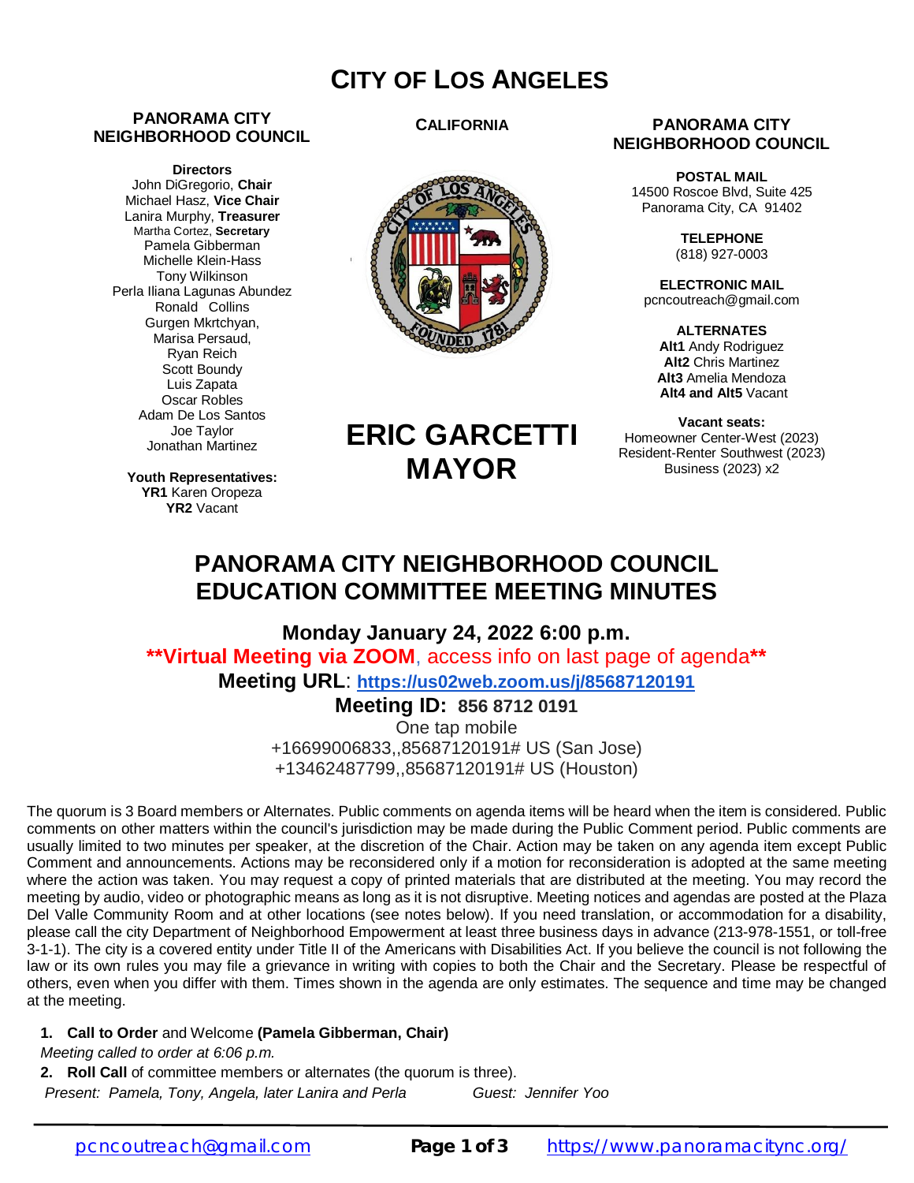# CITY OF LOS ANGELES

**PANORAMA CITY NEIGHBORHOOD COUNCIL**

**Directors**
John DiGregorio, **Chair**
Michael Hasz, **Vice Chair**
Lanira Murphy, **Treasurer**
Martha Cortez, **Secretary**
Pamela Gibberman
Michelle Klein-Hass
Tony Wilkinson
Perla Iliana Lagunas Abundez
Ronald Collins
Gurgen Mkrtchyan,
Marisa Persaud,
Ryan Reich
Scott Boundy
Luis Zapata
Oscar Robles
Adam De Los Santos
Joe Taylor
Jonathan Martinez

**Youth Representatives:**
**YR1** Karen Oropeza
**YR2** Vacant

**CALIFORNIA**

**ERIC GARCETTI MAYOR**

**PANORAMA CITY NEIGHBORHOOD COUNCIL**

**POSTAL MAIL**
14500 Roscoe Blvd, Suite 425
Panorama City, CA 91402

**TELEPHONE**
(818) 927-0003

**ELECTRONIC MAIL**
pcncoutreach@gmail.com

**ALTERNATES**
**Alt1** Andy Rodriguez
**Alt2** Chris Martinez
**Alt3** Amelia Mendoza
**Alt4 and Alt5** Vacant

**Vacant seats:**
Homeowner Center-West (2023)
Resident-Renter Southwest (2023)
Business (2023) x2

## PANORAMA CITY NEIGHBORHOOD COUNCIL EDUCATION COMMITTEE MEETING MINUTES

**Monday January 24, 2022 6:00 p.m.**

****Virtual Meeting via ZOOM**, access info on last page of agenda****

**Meeting URL**: **https://us02web.zoom.us/j/85687120191**

**Meeting ID: 856 8712 0191**

One tap mobile
+16699006833,,85687120191# US (San Jose)
+13462487799,,85687120191# US (Houston)

The quorum is 3 Board members or Alternates. Public comments on agenda items will be heard when the item is considered. Public comments on other matters within the council's jurisdiction may be made during the Public Comment period. Public comments are usually limited to two minutes per speaker, at the discretion of the Chair. Action may be taken on any agenda item except Public Comment and announcements. Actions may be reconsidered only if a motion for reconsideration is adopted at the same meeting where the action was taken. You may request a copy of printed materials that are distributed at the meeting. You may record the meeting by audio, video or photographic means as long as it is not disruptive. Meeting notices and agendas are posted at the Plaza Del Valle Community Room and at other locations (see notes below). If you need translation, or accommodation for a disability, please call the city Department of Neighborhood Empowerment at least three business days in advance (213-978-1551, or toll-free 3-1-1). The city is a covered entity under Title II of the Americans with Disabilities Act. If you believe the council is not following the law or its own rules you may file a grievance in writing with copies to both the Chair and the Secretary. Please be respectful of others, even when you differ with them. Times shown in the agenda are only estimates. The sequence and time may be changed at the meeting.

1. **Call to Order** and Welcome **(Pamela Gibberman, Chair)**
   *Meeting called to order at 6:06 p.m.*
2. **Roll Call** of committee members or alternates (the quorum is three).
   *Present: Pamela, Tony, Angela, later Lanira and Perla* *Guest: Jennifer Yoo*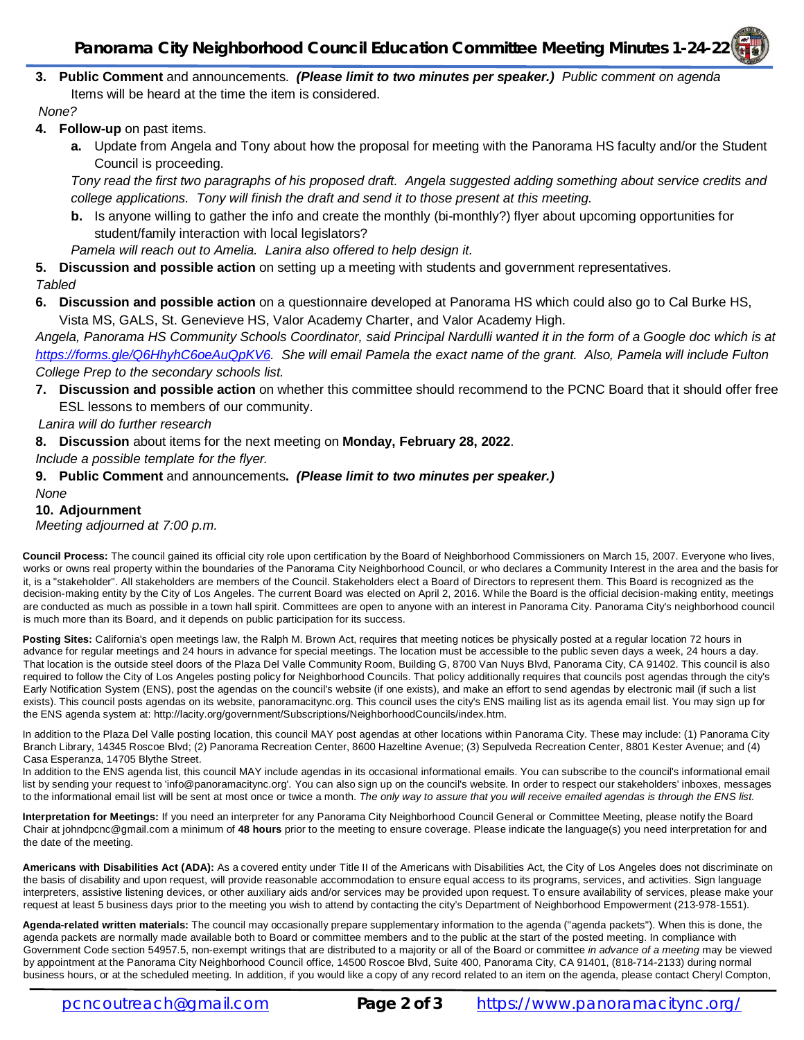3. **Public Comment** and announcements. ***(Please limit to two minutes per speaker.)*** *Public comment on agenda* Items will be heard at the time the item is considered.

*None?*

4. **Follow-up** on past items.
   a. Update from Angela and Tony about how the proposal for meeting with the Panorama HS faculty and/or the Student Council is proceeding.

   *Tony read the first two paragraphs of his proposed draft. Angela suggested adding something about service credits and college applications. Tony will finish the draft and send it to those present at this meeting.*

   b. Is anyone willing to gather the info and create the monthly (bi-monthly?) flyer about upcoming opportunities for student/family interaction with local legislators?

   *Pamela will reach out to Amelia. Lanira also offered to help design it.*

5. **Discussion and possible action** on setting up a meeting with students and government representatives.

*Tabled*

6. **Discussion and possible action** on a questionnaire developed at Panorama HS which could also go to Cal Burke HS, Vista MS, GALS, St. Genevieve HS, Valor Academy Charter, and Valor Academy High.

*Angela, Panorama HS Community Schools Coordinator, said Principal Nardulli wanted it in the form of a Google doc which is at https://forms.gle/Q6HhyhC6oeAuQpKV6. She will email Pamela the exact name of the grant. Also, Pamela will include Fulton College Prep to the secondary schools list.*

7. **Discussion and possible action** on whether this committee should recommend to the PCNC Board that it should offer free ESL lessons to members of our community.

*Lanira will do further research*

8. **Discussion** about items for the next meeting on **Monday, February 28, 2022**.

*Include a possible template for the flyer.*

9. **Public Comment** and announcements**.** ***(Please limit to two minutes per speaker.)***

*None*

10. **Adjournment**

*Meeting adjourned at 7:00 p.m.*

**Council Process:** The council gained its official city role upon certification by the Board of Neighborhood Commissioners on March 15, 2007. Everyone who lives, works or owns real property within the boundaries of the Panorama City Neighborhood Council, or who declares a Community Interest in the area and the basis for it, is a "stakeholder". All stakeholders are members of the Council. Stakeholders elect a Board of Directors to represent them. This Board is recognized as the decision-making entity by the City of Los Angeles. The current Board was elected on April 2, 2016. While the Board is the official decision-making entity, meetings are conducted as much as possible in a town hall spirit. Committees are open to anyone with an interest in Panorama City. Panorama City's neighborhood council is much more than its Board, and it depends on public participation for its success.

**Posting Sites:** California's open meetings law, the Ralph M. Brown Act, requires that meeting notices be physically posted at a regular location 72 hours in advance for regular meetings and 24 hours in advance for special meetings. The location must be accessible to the public seven days a week, 24 hours a day. That location is the outside steel doors of the Plaza Del Valle Community Room, Building G, 8700 Van Nuys Blvd, Panorama City, CA 91402. This council is also required to follow the City of Los Angeles posting policy for Neighborhood Councils. That policy additionally requires that councils post agendas through the city's Early Notification System (ENS), post the agendas on the council's website (if one exists), and make an effort to send agendas by electronic mail (if such a list exists). This council posts agendas on its website, panoramacitync.org. This council uses the city's ENS mailing list as its agenda email list. You may sign up for the ENS agenda system at: http://lacity.org/government/Subscriptions/NeighborhoodCouncils/index.htm.

In addition to the Plaza Del Valle posting location, this council MAY post agendas at other locations within Panorama City. These may include: (1) Panorama City Branch Library, 14345 Roscoe Blvd; (2) Panorama Recreation Center, 8600 Hazeltine Avenue; (3) Sepulveda Recreation Center, 8801 Kester Avenue; and (4) Casa Esperanza, 14705 Blythe Street.

In addition to the ENS agenda list, this council MAY include agendas in its occasional informational emails. You can subscribe to the council's informational email list by sending your request to 'info@panoramacitync.org'. You can also sign up on the council's website. In order to respect our stakeholders' inboxes, messages to the informational email list will be sent at most once or twice a month. *The only way to assure that you will receive emailed agendas is through the ENS list.*

**Interpretation for Meetings:** If you need an interpreter for any Panorama City Neighborhood Council General or Committee Meeting, please notify the Board Chair at johndpcnc@gmail.com a minimum of **48 hours** prior to the meeting to ensure coverage. Please indicate the language(s) you need interpretation for and the date of the meeting.

**Americans with Disabilities Act (ADA):** As a covered entity under Title II of the Americans with Disabilities Act, the City of Los Angeles does not discriminate on the basis of disability and upon request, will provide reasonable accommodation to ensure equal access to its programs, services, and activities. Sign language interpreters, assistive listening devices, or other auxiliary aids and/or services may be provided upon request. To ensure availability of services, please make your request at least 5 business days prior to the meeting you wish to attend by contacting the city's Department of Neighborhood Empowerment (213-978-1551).

**Agenda-related written materials:** The council may occasionally prepare supplementary information to the agenda ("agenda packets"). When this is done, the agenda packets are normally made available both to Board or committee members and to the public at the start of the posted meeting. In compliance with Government Code section 54957.5, non-exempt writings that are distributed to a majority or all of the Board or committee *in advance of a meeting* may be viewed by appointment at the Panorama City Neighborhood Council office, 14500 Roscoe Blvd, Suite 400, Panorama City, CA 91401, (818-714-2133) during normal business hours, or at the scheduled meeting. In addition, if you would like a copy of any record related to an item on the agenda, please contact Cheryl Compton,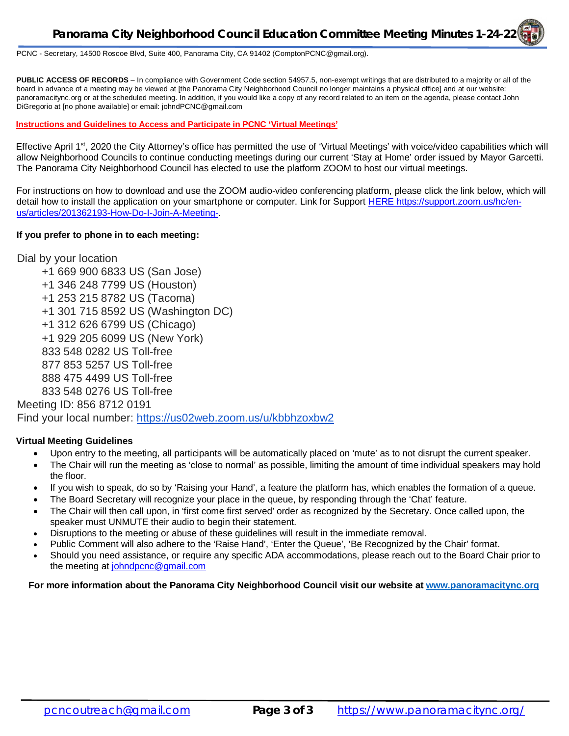PCNC - Secretary, 14500 Roscoe Blvd, Suite 400, Panorama City, CA 91402 (ComptonPCNC@gmail.org).

**PUBLIC ACCESS OF RECORDS** – In compliance with Government Code section 54957.5, non-exempt writings that are distributed to a majority or all of the board in advance of a meeting may be viewed at [the Panorama City Neighborhood Council no longer maintains a physical office] and at our website: panoramacitync.org or at the scheduled meeting. In addition, if you would like a copy of any record related to an item on the agenda, please contact John DiGregorio at [no phone available] or email: johndPCNC@gmail.com

**Instructions and Guidelines to Access and Participate in PCNC 'Virtual Meetings'**

Effective April 1st, 2020 the City Attorney's office has permitted the use of 'Virtual Meetings' with voice/video capabilities which will allow Neighborhood Councils to continue conducting meetings during our current 'Stay at Home' order issued by Mayor Garcetti. The Panorama City Neighborhood Council has elected to use the platform ZOOM to host our virtual meetings.

For instructions on how to download and use the ZOOM audio-video conferencing platform, please click the link below, which will detail how to install the application on your smartphone or computer. Link for Support HERE https://support.zoom.us/hc/en-us/articles/201362193-How-Do-I-Join-A-Meeting-.

**If you prefer to phone in to each meeting:**

Dial by your location

- +1 669 900 6833 US (San Jose)
- +1 346 248 7799 US (Houston)
- +1 253 215 8782 US (Tacoma)
- +1 301 715 8592 US (Washington DC)
- +1 312 626 6799 US (Chicago)
- +1 929 205 6099 US (New York)
- 833 548 0282 US Toll-free
- 877 853 5257 US Toll-free
- 888 475 4499 US Toll-free
- 833 548 0276 US Toll-free

Meeting ID: 856 8712 0191

Find your local number: https://us02web.zoom.us/u/kbbhzoxbw2

**Virtual Meeting Guidelines**

- Upon entry to the meeting, all participants will be automatically placed on 'mute' as to not disrupt the current speaker.
- The Chair will run the meeting as 'close to normal' as possible, limiting the amount of time individual speakers may hold the floor.
- If you wish to speak, do so by 'Raising your Hand', a feature the platform has, which enables the formation of a queue.
- The Board Secretary will recognize your place in the queue, by responding through the 'Chat' feature.
- The Chair will then call upon, in 'first come first served' order as recognized by the Secretary. Once called upon, the speaker must UNMUTE their audio to begin their statement.
- Disruptions to the meeting or abuse of these guidelines will result in the immediate removal.
- Public Comment will also adhere to the 'Raise Hand', 'Enter the Queue', 'Be Recognized by the Chair' format.
- Should you need assistance, or require any specific ADA accommodations, please reach out to the Board Chair prior to the meeting at johndpcnc@gmail.com

**For more information about the Panorama City Neighborhood Council visit our website at www.panoramacitync.org**